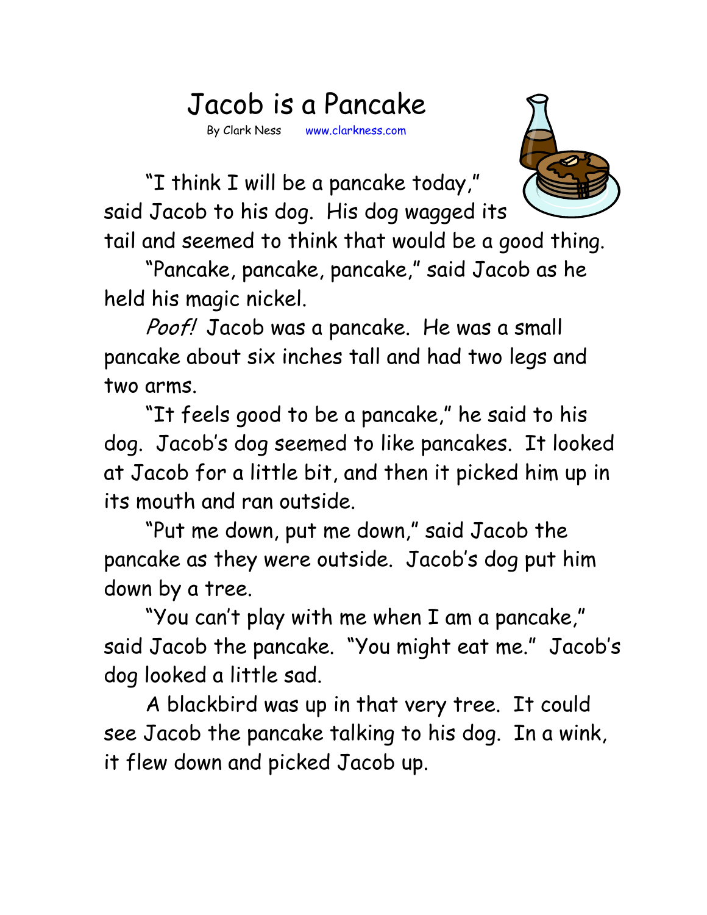# Jacob is a Pancake

By Clark Ness www.clarkness.com

"I think I will be a pancake today," said Jacob to his dog. His dog wagged its tail and seemed to think that would be a good thing.

"Pancake, pancake, pancake," said Jacob as he held his magic nickel.

*Poof!* Jacob was a pancake. He was a small pancake about six inches tall and had two legs and two arms.

"It feels good to be a pancake," he said to his dog. Jacob's dog seemed to like pancakes. It looked at Jacob for a little bit, and then it picked him up in its mouth and ran outside.

"Put me down, put me down," said Jacob the pancake as they were outside. Jacob's dog put him down by a tree.

"You can't play with me when I am a pancake," said Jacob the pancake. "You might eat me." Jacob's dog looked a little sad.

A blackbird was up in that very tree. It could see Jacob the pancake talking to his dog. In a wink, it flew down and picked Jacob up.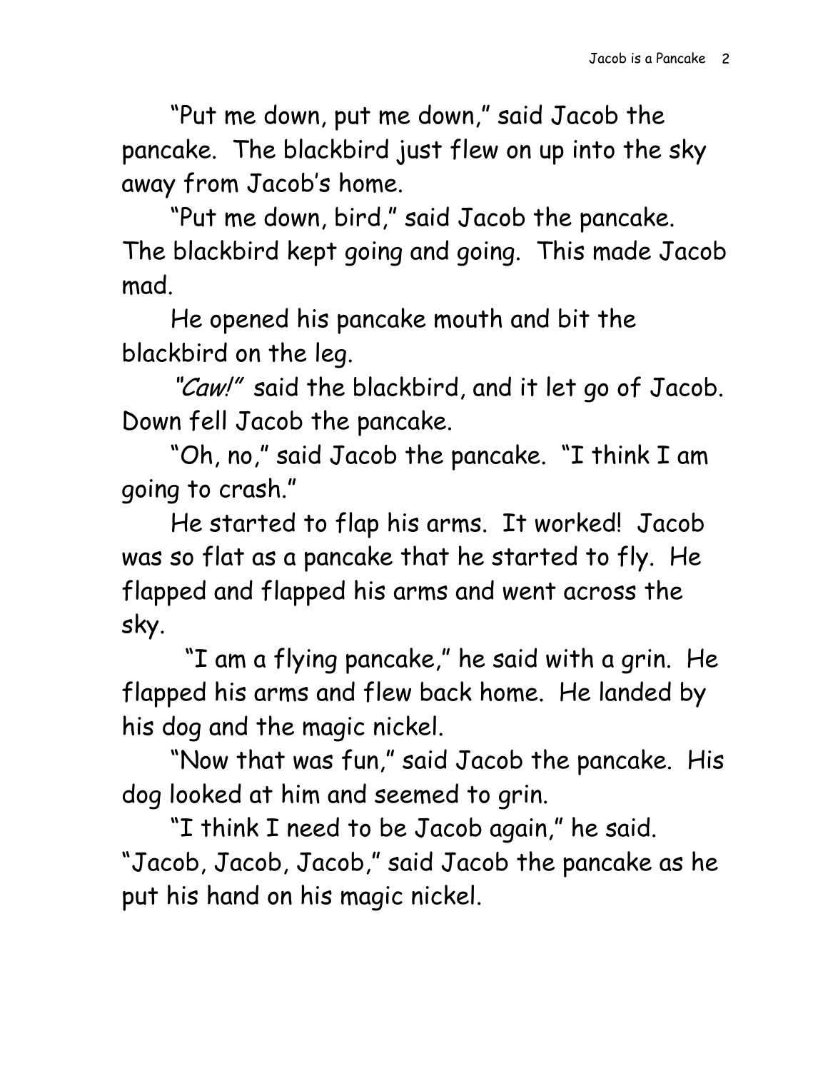"Put me down, put me down," said Jacob the pancake. The blackbird just flew on up into the sky away from Jacob's home.

"Put me down, bird," said Jacob the pancake. The blackbird kept going and going. This made Jacob mad.

He opened his pancake mouth and bit the blackbird on the leg.

*"Caw!"* said the blackbird, and it let go of Jacob. Down fell Jacob the pancake.

"Oh, no," said Jacob the pancake. "I think I am going to crash."

He started to flap his arms. It worked! Jacob was so flat as a pancake that he started to fly. He flapped and flapped his arms and went across the sky.

"I am a flying pancake," he said with a grin. He flapped his arms and flew back home. He landed by his dog and the magic nickel.

"Now that was fun," said Jacob the pancake. His dog looked at him and seemed to grin.

"I think I need to be Jacob again," he said. "Jacob, Jacob, Jacob," said Jacob the pancake as he put his hand on his magic nickel.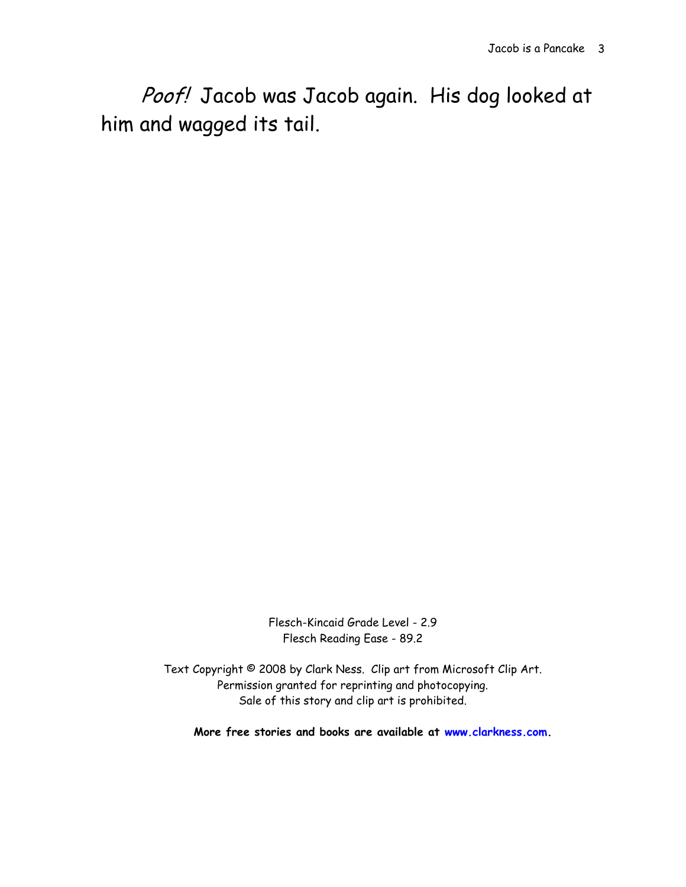*Poof!* Jacob was Jacob again. His dog looked at him and wagged its tail.

Flesch-Kincaid Grade Level - 2.9
Flesch Reading Ease - 89.2

Text Copyright © 2008 by Clark Ness. Clip art from Microsoft Clip Art.
Permission granted for reprinting and photocopying.
Sale of this story and clip art is prohibited.

**More free stories and books are available at www.clarkness.com.**